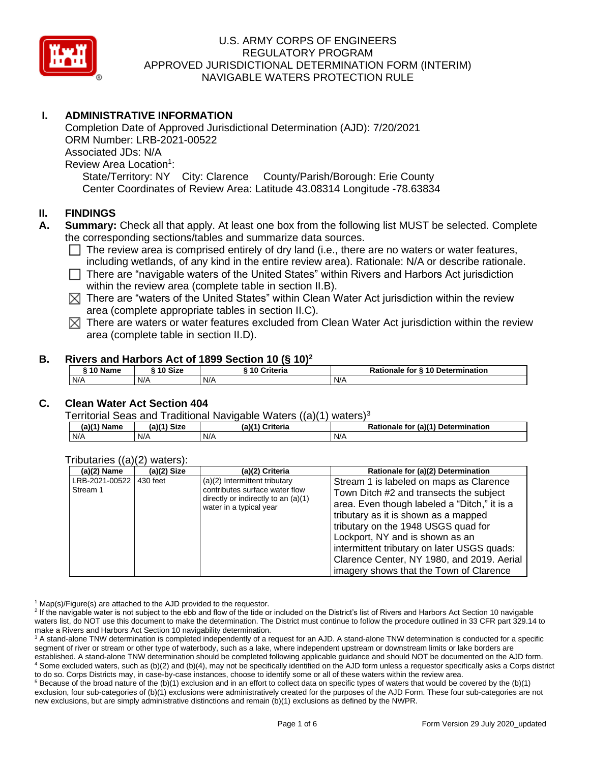U.S. ARMY CORPS OF ENGINEERS
REGULATORY PROGRAM
APPROVED JURISDICTIONAL DETERMINATION FORM (INTERIM)
NAVIGABLE WATERS PROTECTION RULE

# I. ADMINISTRATIVE INFORMATION

Completion Date of Approved Jurisdictional Determination (AJD): 7/20/2021
ORM Number: LRB-2021-00522
Associated JDs: N/A
Review Area Location[1]:
State/Territory: NY City: Clarence County/Parish/Borough: Erie County
Center Coordinates of Review Area: Latitude 43.08314 Longitude -78.63834

# II. FINDINGS

**A. Summary:** Check all that apply. At least one box from the following list MUST be selected. Complete the corresponding sections/tables and summarize data sources.

- ☐ The review area is comprised entirely of dry land (i.e., there are no waters or water features, including wetlands, of any kind in the entire review area). Rationale: N/A or describe rationale.
- ☐ There are "navigable waters of the United States" within Rivers and Harbors Act jurisdiction within the review area (complete table in section II.B).
- ☒ There are "waters of the United States" within Clean Water Act jurisdiction within the review area (complete appropriate tables in section II.C).
- ☒ There are waters or water features excluded from Clean Water Act jurisdiction within the review area (complete table in section II.D).

## B. Rivers and Harbors Act of 1899 Section 10 (§ 10)[2]

| § 10 Name | § 10 Size | § 10 Criteria | Rationale for § 10 Determination |
|---|---|---|---|
| N/A | N/A | N/A | N/A |

## C. Clean Water Act Section 404

Territorial Seas and Traditional Navigable Waters ((a)(1) waters)[3]

| (a)(1) Name | (a)(1) Size | (a)(1) Criteria | Rationale for (a)(1) Determination |
|---|---|---|---|
| N/A | N/A | N/A | N/A |

Tributaries ((a)(2) waters):

| (a)(2) Name | (a)(2) Size | (a)(2) Criteria | Rationale for (a)(2) Determination |
|---|---|---|---|
| LRB-2021-00522 Stream 1 | 430 feet | (a)(2) Intermittent tributary contributes surface water flow directly or indirectly to an (a)(1) water in a typical year | Stream 1 is labeled on maps as Clarence Town Ditch #2 and transects the subject area. Even though labeled a "Ditch," it is a tributary as it is shown as a mapped tributary on the 1948 USGS quad for Lockport, NY and is shown as an intermittent tributary on later USGS quads: Clarence Center, NY 1980, and 2019. Aerial imagery shows that the Town of Clarence |

[1] Map(s)/Figure(s) are attached to the AJD provided to the requestor.
[2] If the navigable water is not subject to the ebb and flow of the tide or included on the District's list of Rivers and Harbors Act Section 10 navigable waters list, do NOT use this document to make the determination. The District must continue to follow the procedure outlined in 33 CFR part 329.14 to make a Rivers and Harbors Act Section 10 navigability determination.
[3] A stand-alone TNW determination is completed independently of a request for an AJD. A stand-alone TNW determination is conducted for a specific segment of river or stream or other type of waterbody, such as a lake, where independent upstream or downstream limits or lake borders are established. A stand-alone TNW determination should be completed following applicable guidance and should NOT be documented on the AJD form.
[4] Some excluded waters, such as (b)(2) and (b)(4), may not be specifically identified on the AJD form unless a requestor specifically asks a Corps district to do so. Corps Districts may, in case-by-case instances, choose to identify some or all of these waters within the review area.
[5] Because of the broad nature of the (b)(1) exclusion and in an effort to collect data on specific types of waters that would be covered by the (b)(1) exclusion, four sub-categories of (b)(1) exclusions were administratively created for the purposes of the AJD Form. These four sub-categories are not new exclusions, but are simply administrative distinctions and remain (b)(1) exclusions as defined by the NWPR.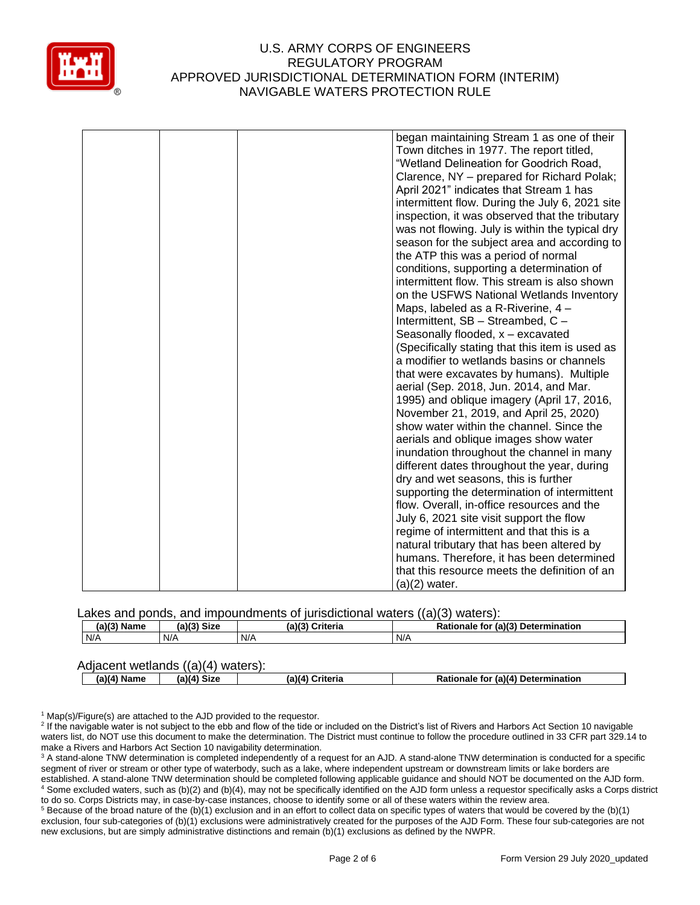| | | | began maintaining Stream 1 as one of their Town ditches in 1977. The report titled, "Wetland Delineation for Goodrich Road, Clarence, NY – prepared for Richard Polak; April 2021" indicates that Stream 1 has intermittent flow. During the July 6, 2021 site inspection, it was observed that the tributary was not flowing. July is within the typical dry season for the subject area and according to the ATP this was a period of normal conditions, supporting a determination of intermittent flow. This stream is also shown on the USFWS National Wetlands Inventory Maps, labeled as a R-Riverine, 4 – Intermittent, SB – Streambed, C – Seasonally flooded, x – excavated (Specifically stating that this item is used as a modifier to wetlands basins or channels that were excavates by humans). Multiple aerial (Sep. 2018, Jun. 2014, and Mar. 1995) and oblique imagery (April 17, 2016, November 21, 2019, and April 25, 2020) show water within the channel. Since the aerials and oblique images show water inundation throughout the channel in many different dates throughout the year, during dry and wet seasons, this is further supporting the determination of intermittent flow. Overall, in-office resources and the July 6, 2021 site visit support the flow regime of intermittent and that this is a natural tributary that has been altered by humans. Therefore, it has been determined that this resource meets the definition of an (a)(2) water. |
|---|---|---|---|

Lakes and ponds, and impoundments of jurisdictional waters ((a)(3) waters):

| (a)(3) Name | (a)(3) Size | (a)(3) Criteria | Rationale for (a)(3) Determination |
|---|---|---|---|
| N/A | N/A | N/A | N/A |

Adjacent wetlands ((a)(4) waters):

| (a)(4) Name | (a)(4) Size | (a)(4) Criteria | Rationale for (a)(4) Determination |
|---|---|---|---|

[1] Map(s)/Figure(s) are attached to the AJD provided to the requestor.
[2] If the navigable water is not subject to the ebb and flow of the tide or included on the District's list of Rivers and Harbors Act Section 10 navigable waters list, do NOT use this document to make the determination. The District must continue to follow the procedure outlined in 33 CFR part 329.14 to make a Rivers and Harbors Act Section 10 navigability determination.
[3] A stand-alone TNW determination is completed independently of a request for an AJD. A stand-alone TNW determination is conducted for a specific segment of river or stream or other type of waterbody, such as a lake, where independent upstream or downstream limits or lake borders are established. A stand-alone TNW determination should be completed following applicable guidance and should NOT be documented on the AJD form.
[4] Some excluded waters, such as (b)(2) and (b)(4), may not be specifically identified on the AJD form unless a requestor specifically asks a Corps district to do so. Corps Districts may, in case-by-case instances, choose to identify some or all of these waters within the review area.
[5] Because of the broad nature of the (b)(1) exclusion and in an effort to collect data on specific types of waters that would be covered by the (b)(1) exclusion, four sub-categories of (b)(1) exclusions were administratively created for the purposes of the AJD Form. These four sub-categories are not new exclusions, but are simply administrative distinctions and remain (b)(1) exclusions as defined by the NWPR.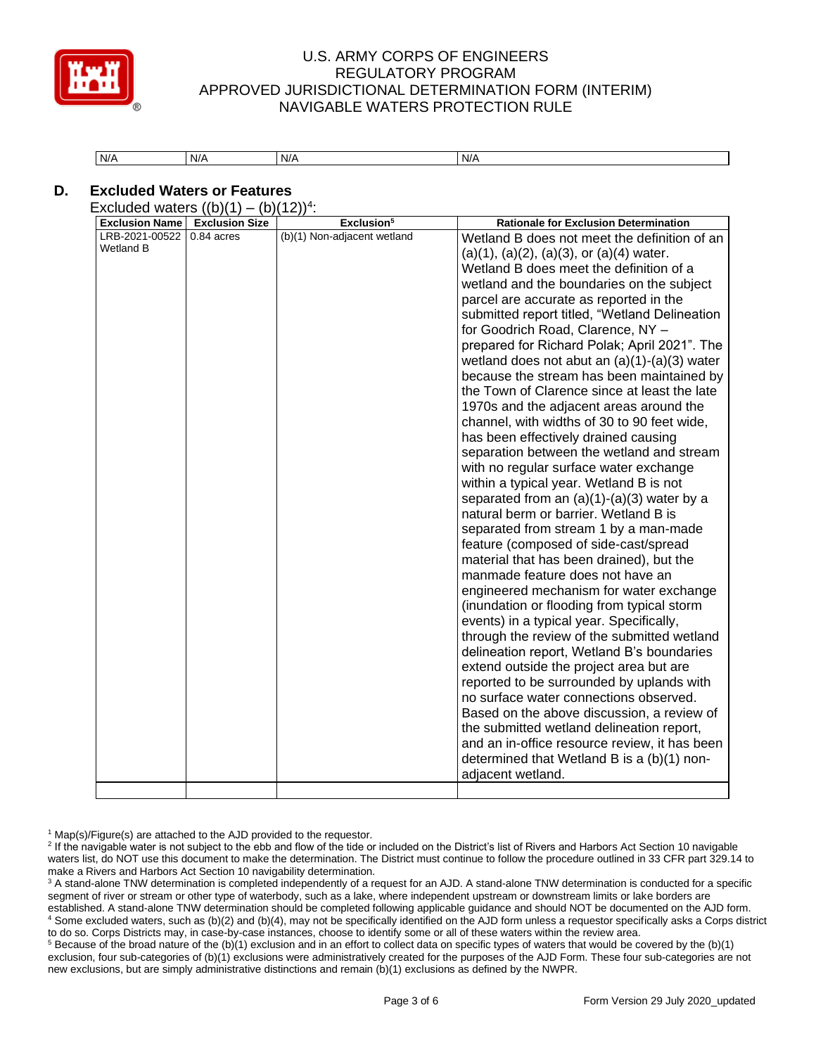| N/A | N/A | N/A | N/A |
|---|---|---|---|

## D. Excluded Waters or Features

Excluded waters ((b)(1) – (b)(12))[4]:

| Exclusion Name | Exclusion Size | Exclusion[5] | Rationale for Exclusion Determination |
|---|---|---|---|
| LRB-2021-00522 Wetland B | 0.84 acres | (b)(1) Non-adjacent wetland | Wetland B does not meet the definition of an (a)(1), (a)(2), (a)(3), or (a)(4) water. Wetland B does meet the definition of a wetland and the boundaries on the subject parcel are accurate as reported in the submitted report titled, "Wetland Delineation for Goodrich Road, Clarence, NY – prepared for Richard Polak; April 2021". The wetland does not abut an (a)(1)-(a)(3) water because the stream has been maintained by the Town of Clarence since at least the late 1970s and the adjacent areas around the channel, with widths of 30 to 90 feet wide, has been effectively drained causing separation between the wetland and stream with no regular surface water exchange within a typical year. Wetland B is not separated from an (a)(1)-(a)(3) water by a natural berm or barrier. Wetland B is separated from stream 1 by a man-made feature (composed of side-cast/spread material that has been drained), but the manmade feature does not have an engineered mechanism for water exchange (inundation or flooding from typical storm events) in a typical year. Specifically, through the review of the submitted wetland delineation report, Wetland B's boundaries extend outside the project area but are reported to be surrounded by uplands with no surface water connections observed. Based on the above discussion, a review of the submitted wetland delineation report, and an in-office resource review, it has been determined that Wetland B is a (b)(1) non-adjacent wetland. |
| | | | |

[1] Map(s)/Figure(s) are attached to the AJD provided to the requestor.

[2] If the navigable water is not subject to the ebb and flow of the tide or included on the District's list of Rivers and Harbors Act Section 10 navigable waters list, do NOT use this document to make the determination. The District must continue to follow the procedure outlined in 33 CFR part 329.14 to make a Rivers and Harbors Act Section 10 navigability determination.

[3] A stand-alone TNW determination is completed independently of a request for an AJD. A stand-alone TNW determination is conducted for a specific segment of river or stream or other type of waterbody, such as a lake, where independent upstream or downstream limits or lake borders are established. A stand-alone TNW determination should be completed following applicable guidance and should NOT be documented on the AJD form.

[4] Some excluded waters, such as (b)(2) and (b)(4), may not be specifically identified on the AJD form unless a requestor specifically asks a Corps district to do so. Corps Districts may, in case-by-case instances, choose to identify some or all of these waters within the review area.

[5] Because of the broad nature of the (b)(1) exclusion and in an effort to collect data on specific types of waters that would be covered by the (b)(1) exclusion, four sub-categories of (b)(1) exclusions were administratively created for the purposes of the AJD Form. These four sub-categories are not new exclusions, but are simply administrative distinctions and remain (b)(1) exclusions as defined by the NWPR.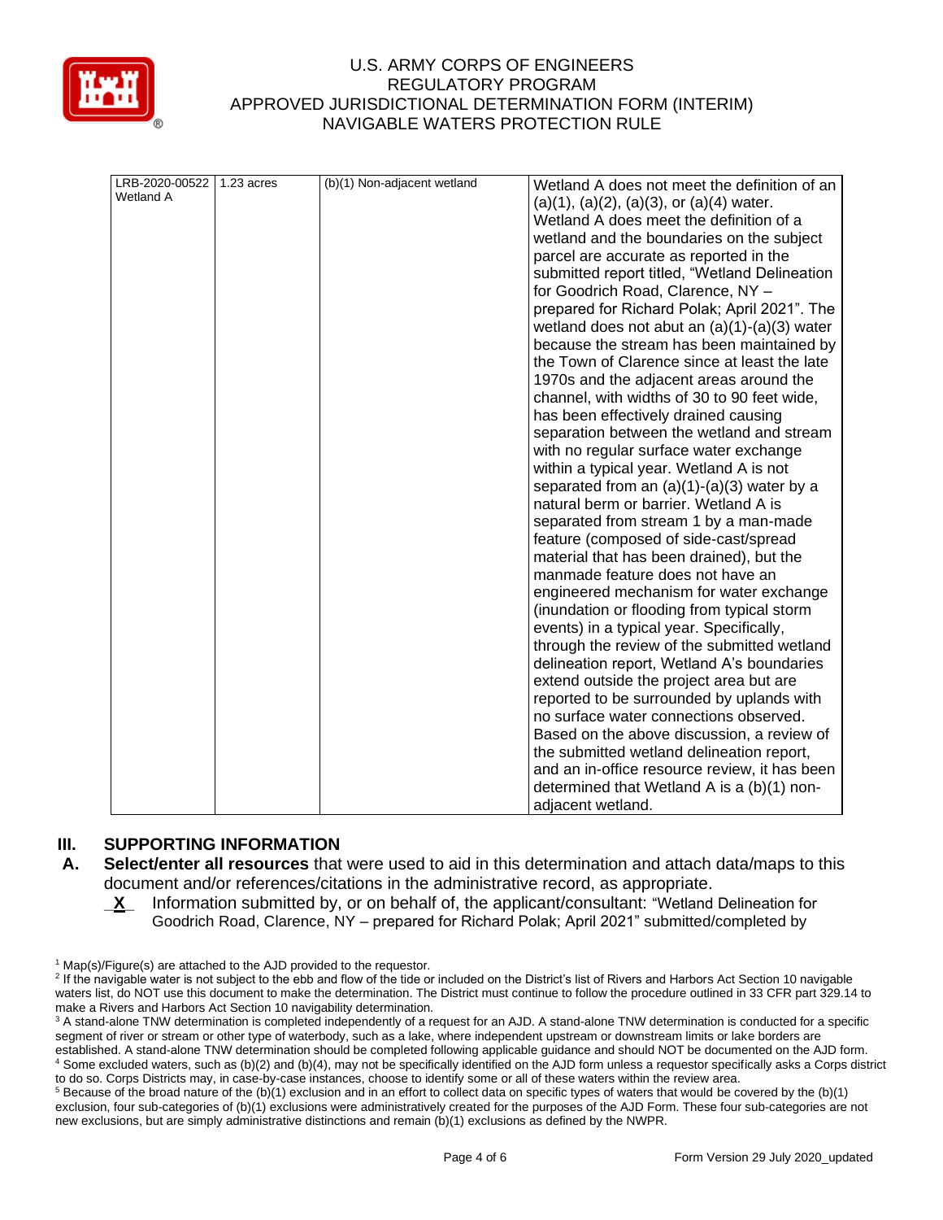| | | | |
|---|---|---|---|
| LRB-2020-00522 Wetland A | 1.23 acres | (b)(1) Non-adjacent wetland | Wetland A does not meet the definition of an (a)(1), (a)(2), (a)(3), or (a)(4) water. Wetland A does meet the definition of a wetland and the boundaries on the subject parcel are accurate as reported in the submitted report titled, "Wetland Delineation for Goodrich Road, Clarence, NY – prepared for Richard Polak; April 2021". The wetland does not abut an (a)(1)-(a)(3) water because the stream has been maintained by the Town of Clarence since at least the late 1970s and the adjacent areas around the channel, with widths of 30 to 90 feet wide, has been effectively drained causing separation between the wetland and stream with no regular surface water exchange within a typical year. Wetland A is not separated from an (a)(1)-(a)(3) water by a natural berm or barrier. Wetland A is separated from stream 1 by a man-made feature (composed of side-cast/spread material that has been drained), but the manmade feature does not have an engineered mechanism for water exchange (inundation or flooding from typical storm events) in a typical year. Specifically, through the review of the submitted wetland delineation report, Wetland A's boundaries extend outside the project area but are reported to be surrounded by uplands with no surface water connections observed. Based on the above discussion, a review of the submitted wetland delineation report, and an in-office resource review, it has been determined that Wetland A is a (b)(1) non-adjacent wetland. |

## III. SUPPORTING INFORMATION

**A. Select/enter all resources** that were used to aid in this determination and attach data/maps to this document and/or references/citations in the administrative record, as appropriate.

__**X**__ Information submitted by, or on behalf of, the applicant/consultant: "Wetland Delineation for Goodrich Road, Clarence, NY – prepared for Richard Polak; April 2021" submitted/completed by

---

[1] Map(s)/Figure(s) are attached to the AJD provided to the requestor.

[2] If the navigable water is not subject to the ebb and flow of the tide or included on the District's list of Rivers and Harbors Act Section 10 navigable waters list, do NOT use this document to make the determination. The District must continue to follow the procedure outlined in 33 CFR part 329.14 to make a Rivers and Harbors Act Section 10 navigability determination.

[3] A stand-alone TNW determination is completed independently of a request for an AJD. A stand-alone TNW determination is conducted for a specific segment of river or stream or other type of waterbody, such as a lake, where independent upstream or downstream limits or lake borders are established. A stand-alone TNW determination should be completed following applicable guidance and should NOT be documented on the AJD form.

[4] Some excluded waters, such as (b)(2) and (b)(4), may not be specifically identified on the AJD form unless a requestor specifically asks a Corps district to do so. Corps Districts may, in case-by-case instances, choose to identify some or all of these waters within the review area.

[5] Because of the broad nature of the (b)(1) exclusion and in an effort to collect data on specific types of waters that would be covered by the (b)(1) exclusion, four sub-categories of (b)(1) exclusions were administratively created for the purposes of the AJD Form. These four sub-categories are not new exclusions, but are simply administrative distinctions and remain (b)(1) exclusions as defined by the NWPR.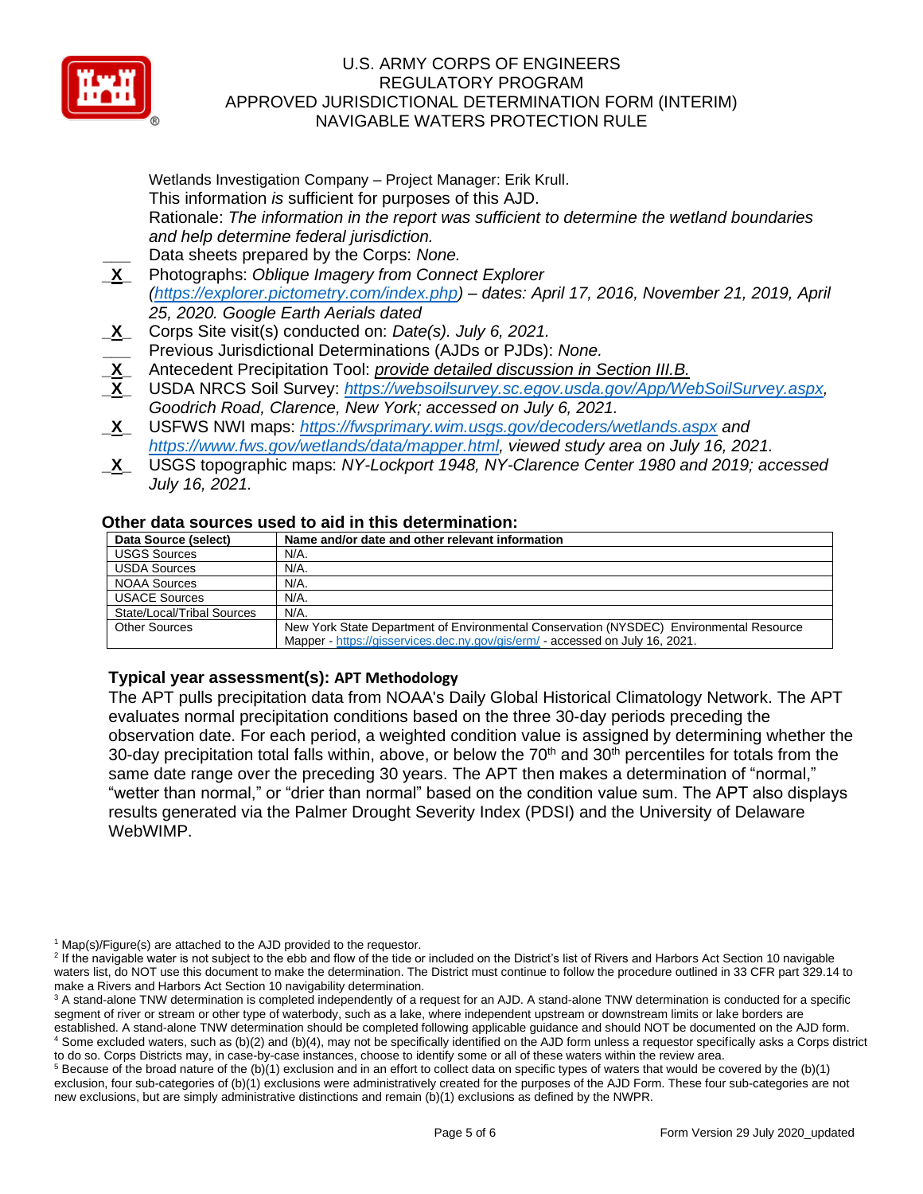Wetlands Investigation Company – Project Manager: Erik Krull.
This information *is* sufficient for purposes of this AJD.
Rationale: *The information in the report was sufficient to determine the wetland boundaries and help determine federal jurisdiction.*

___ Data sheets prepared by the Corps: *None.*

_**X**_ Photographs: *Oblique Imagery from Connect Explorer (https://explorer.pictometry.com/index.php) – dates: April 17, 2016, November 21, 2019, April 25, 2020. Google Earth Aerials dated*

_**X**_ Corps Site visit(s) conducted on: *Date(s). July 6, 2021.*

___ Previous Jurisdictional Determinations (AJDs or PJDs): *None.*

_**X**_ Antecedent Precipitation Tool: *provide detailed discussion in Section III.B.*

_**X**_ USDA NRCS Soil Survey: *https://websoilsurvey.sc.egov.usda.gov/App/WebSoilSurvey.aspx, Goodrich Road, Clarence, New York; accessed on July 6, 2021.*

_**X**_ USFWS NWI maps: *https://fwsprimary.wim.usgs.gov/decoders/wetlands.aspx and https://www.fws.gov/wetlands/data/mapper.html, viewed study area on July 16, 2021.*

_**X**_ USGS topographic maps: *NY-Lockport 1948, NY-Clarence Center 1980 and 2019; accessed July 16, 2021.*

### Other data sources used to aid in this determination:

| Data Source (select) | Name and/or date and other relevant information |
|---|---|
| USGS Sources | N/A. |
| USDA Sources | N/A. |
| NOAA Sources | N/A. |
| USACE Sources | N/A. |
| State/Local/Tribal Sources | N/A. |
| Other Sources | New York State Department of Environmental Conservation (NYSDEC) Environmental Resource Mapper - https://gisservices.dec.ny.gov/gis/erm/ - accessed on July 16, 2021. |

### Typical year assessment(s): APT Methodology

The APT pulls precipitation data from NOAA's Daily Global Historical Climatology Network. The APT evaluates normal precipitation conditions based on the three 30-day periods preceding the observation date. For each period, a weighted condition value is assigned by determining whether the 30-day precipitation total falls within, above, or below the 70th and 30th percentiles for totals from the same date range over the preceding 30 years. The APT then makes a determination of "normal," "wetter than normal," or "drier than normal" based on the condition value sum. The APT also displays results generated via the Palmer Drought Severity Index (PDSI) and the University of Delaware WebWIMP.

[1] Map(s)/Figure(s) are attached to the AJD provided to the requestor.
[2] If the navigable water is not subject to the ebb and flow of the tide or included on the District's list of Rivers and Harbors Act Section 10 navigable waters list, do NOT use this document to make the determination. The District must continue to follow the procedure outlined in 33 CFR part 329.14 to make a Rivers and Harbors Act Section 10 navigability determination.
[3] A stand-alone TNW determination is completed independently of a request for an AJD. A stand-alone TNW determination is conducted for a specific segment of river or stream or other type of waterbody, such as a lake, where independent upstream or downstream limits or lake borders are established. A stand-alone TNW determination should be completed following applicable guidance and should NOT be documented on the AJD form.
[4] Some excluded waters, such as (b)(2) and (b)(4), may not be specifically identified on the AJD form unless a requestor specifically asks a Corps district to do so. Corps Districts may, in case-by-case instances, choose to identify some or all of these waters within the review area.
[5] Because of the broad nature of the (b)(1) exclusion and in an effort to collect data on specific types of waters that would be covered by the (b)(1) exclusion, four sub-categories of (b)(1) exclusions were administratively created for the purposes of the AJD Form. These four sub-categories are not new exclusions, but are simply administrative distinctions and remain (b)(1) exclusions as defined by the NWPR.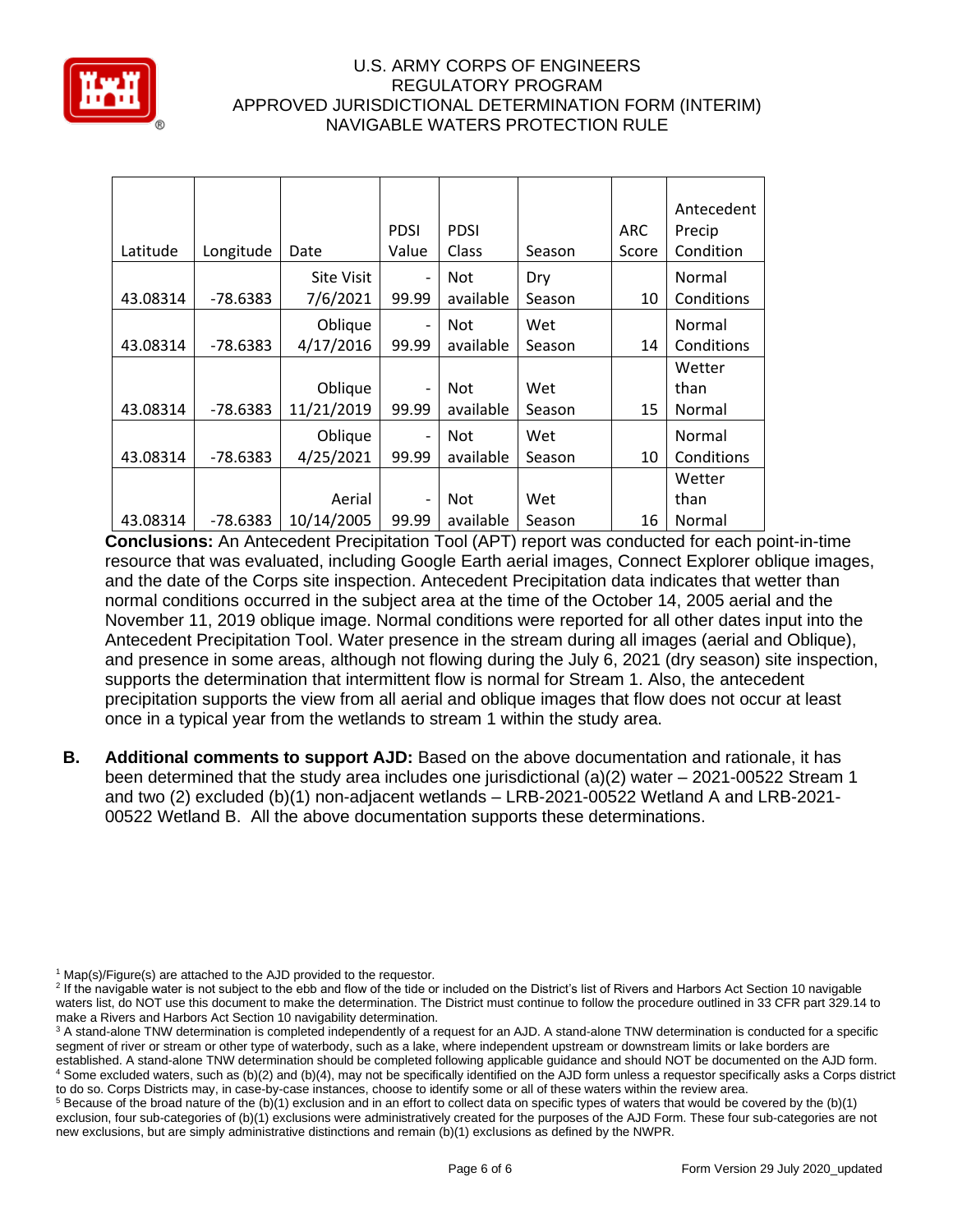| Latitude | Longitude | Date | PDSI Value | PDSI Class | Season | ARC Score | Antecedent Precip Condition |
|---|---|---|---|---|---|---|---|
| 43.08314 | -78.6383 | Site Visit 7/6/2021 | -99.99 | Not available | Dry Season | 10 | Normal Conditions |
| 43.08314 | -78.6383 | Oblique 4/17/2016 | -99.99 | Not available | Wet Season | 14 | Normal Conditions |
| 43.08314 | -78.6383 | Oblique 11/21/2019 | -99.99 | Not available | Wet Season | 15 | Wetter than Normal |
| 43.08314 | -78.6383 | Oblique 4/25/2021 | -99.99 | Not available | Wet Season | 10 | Normal Conditions |
| 43.08314 | -78.6383 | Aerial 10/14/2005 | -99.99 | Not available | Wet Season | 16 | Wetter than Normal |

**Conclusions:** An Antecedent Precipitation Tool (APT) report was conducted for each point-in-time resource that was evaluated, including Google Earth aerial images, Connect Explorer oblique images, and the date of the Corps site inspection. Antecedent Precipitation data indicates that wetter than normal conditions occurred in the subject area at the time of the October 14, 2005 aerial and the November 11, 2019 oblique image. Normal conditions were reported for all other dates input into the Antecedent Precipitation Tool. Water presence in the stream during all images (aerial and Oblique), and presence in some areas, although not flowing during the July 6, 2021 (dry season) site inspection, supports the determination that intermittent flow is normal for Stream 1. Also, the antecedent precipitation supports the view from all aerial and oblique images that flow does not occur at least once in a typical year from the wetlands to stream 1 within the study area.

**B. Additional comments to support AJD:** Based on the above documentation and rationale, it has been determined that the study area includes one jurisdictional (a)(2) water – 2021-00522 Stream 1 and two (2) excluded (b)(1) non-adjacent wetlands – LRB-2021-00522 Wetland A and LRB-2021-00522 Wetland B. All the above documentation supports these determinations.

[1] Map(s)/Figure(s) are attached to the AJD provided to the requestor.

[2] If the navigable water is not subject to the ebb and flow of the tide or included on the District's list of Rivers and Harbors Act Section 10 navigable waters list, do NOT use this document to make the determination. The District must continue to follow the procedure outlined in 33 CFR part 329.14 to make a Rivers and Harbors Act Section 10 navigability determination.

[3] A stand-alone TNW determination is completed independently of a request for an AJD. A stand-alone TNW determination is conducted for a specific segment of river or stream or other type of waterbody, such as a lake, where independent upstream or downstream limits or lake borders are established. A stand-alone TNW determination should be completed following applicable guidance and should NOT be documented on the AJD form.

[4] Some excluded waters, such as (b)(2) and (b)(4), may not be specifically identified on the AJD form unless a requestor specifically asks a Corps district to do so. Corps Districts may, in case-by-case instances, choose to identify some or all of these waters within the review area.

[5] Because of the broad nature of the (b)(1) exclusion and in an effort to collect data on specific types of waters that would be covered by the (b)(1) exclusion, four sub-categories of (b)(1) exclusions were administratively created for the purposes of the AJD Form. These four sub-categories are not new exclusions, but are simply administrative distinctions and remain (b)(1) exclusions as defined by the NWPR.